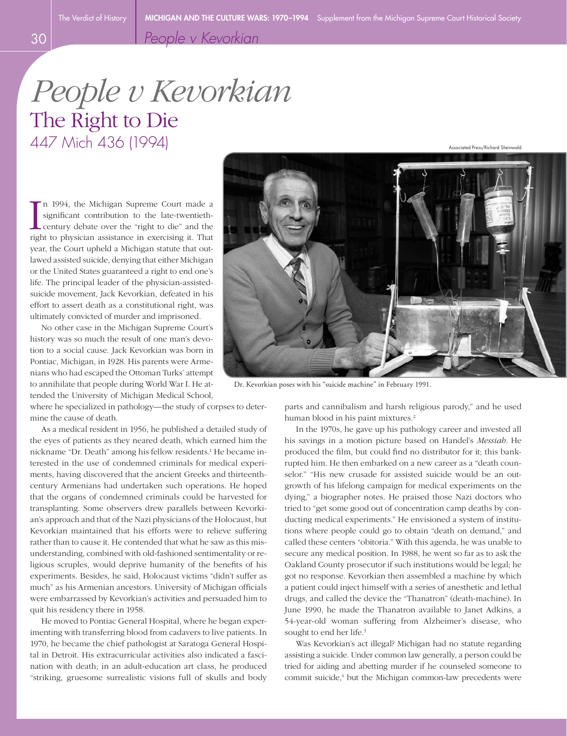# *People v Kevorkian*

## The Right to Die

### 447 Mich 436 (1994)

Associated Press/Richard Sheinwald

Dr. Kevorkian poses with his "suicide machine" in February 1991.

In 1994, the Michigan Supreme Court made a significant contribution to the late-twentieth-century debate over the "right to die" and the right to physician assistance in exercising it. That year, the Court upheld a Michigan statute that outlawed assisted suicide, denying that either Michigan or the United States guaranteed a right to end one's life. The principal leader of the physician-assisted-suicide movement, Jack Kevorkian, defeated in his effort to assert death as a constitutional right, was ultimately convicted of murder and imprisoned.

No other case in the Michigan Supreme Court's history was so much the result of one man's devotion to a social cause. Jack Kevorkian was born in Pontiac, Michigan, in 1928. His parents were Armenians who had escaped the Ottoman Turks' attempt to annihilate that people during World War I. He attended the University of Michigan Medical School, where he specialized in pathology—the study of corpses to determine the cause of death.

As a medical resident in 1956, he published a detailed study of the eyes of patients as they neared death, which earned him the nickname "Dr. Death" among his fellow residents.[1] He became interested in the use of condemned criminals for medical experiments, having discovered that the ancient Greeks and thirteenth-century Armenians had undertaken such operations. He hoped that the organs of condemned criminals could be harvested for transplanting. Some observers drew parallels between Kevorkian's approach and that of the Nazi physicians of the Holocaust, but Kevorkian maintained that his efforts were to relieve suffering rather than to cause it. He contended that what he saw as this misunderstanding, combined with old-fashioned sentimentality or religious scruples, would deprive humanity of the benefits of his experiments. Besides, he said, Holocaust victims "didn't suffer as much" as his Armenian ancestors. University of Michigan officials were embarrassed by Kevorkian's activities and persuaded him to quit his residency there in 1958.

He moved to Pontiac General Hospital, where he began experimenting with transferring blood from cadavers to live patients. In 1970, he became the chief pathologist at Saratoga General Hospital in Detroit. His extracurricular activities also indicated a fascination with death; in an adult-education art class, he produced "striking, gruesome surrealistic visions full of skulls and body parts and cannibalism and harsh religious parody," and he used human blood in his paint mixtures.[2]

In the 1970s, he gave up his pathology career and invested all his savings in a motion picture based on Handel's *Messiah*. He produced the film, but could find no distributor for it; this bankrupted him. He then embarked on a new career as a "death counselor." "His new crusade for assisted suicide would be an outgrowth of his lifelong campaign for medical experiments on the dying," a biographer notes. He praised those Nazi doctors who tried to "get some good out of concentration camp deaths by conducting medical experiments." He envisioned a system of institutions where people could go to obtain "death on demand," and called these centers "obitoria." With this agenda, he was unable to secure any medical position. In 1988, he went so far as to ask the Oakland County prosecutor if such institutions would be legal; he got no response. Kevorkian then assembled a machine by which a patient could inject himself with a series of anesthetic and lethal drugs, and called the device the "Thanatron" (death-machine). In June 1990, he made the Thanatron available to Janet Adkins, a 54-year-old woman suffering from Alzheimer's disease, who sought to end her life.[3]

Was Kevorkian's act illegal? Michigan had no statute regarding assisting a suicide. Under common law generally, a person could be tried for aiding and abetting murder if he counseled someone to commit suicide,[4] but the Michigan common-law precedents were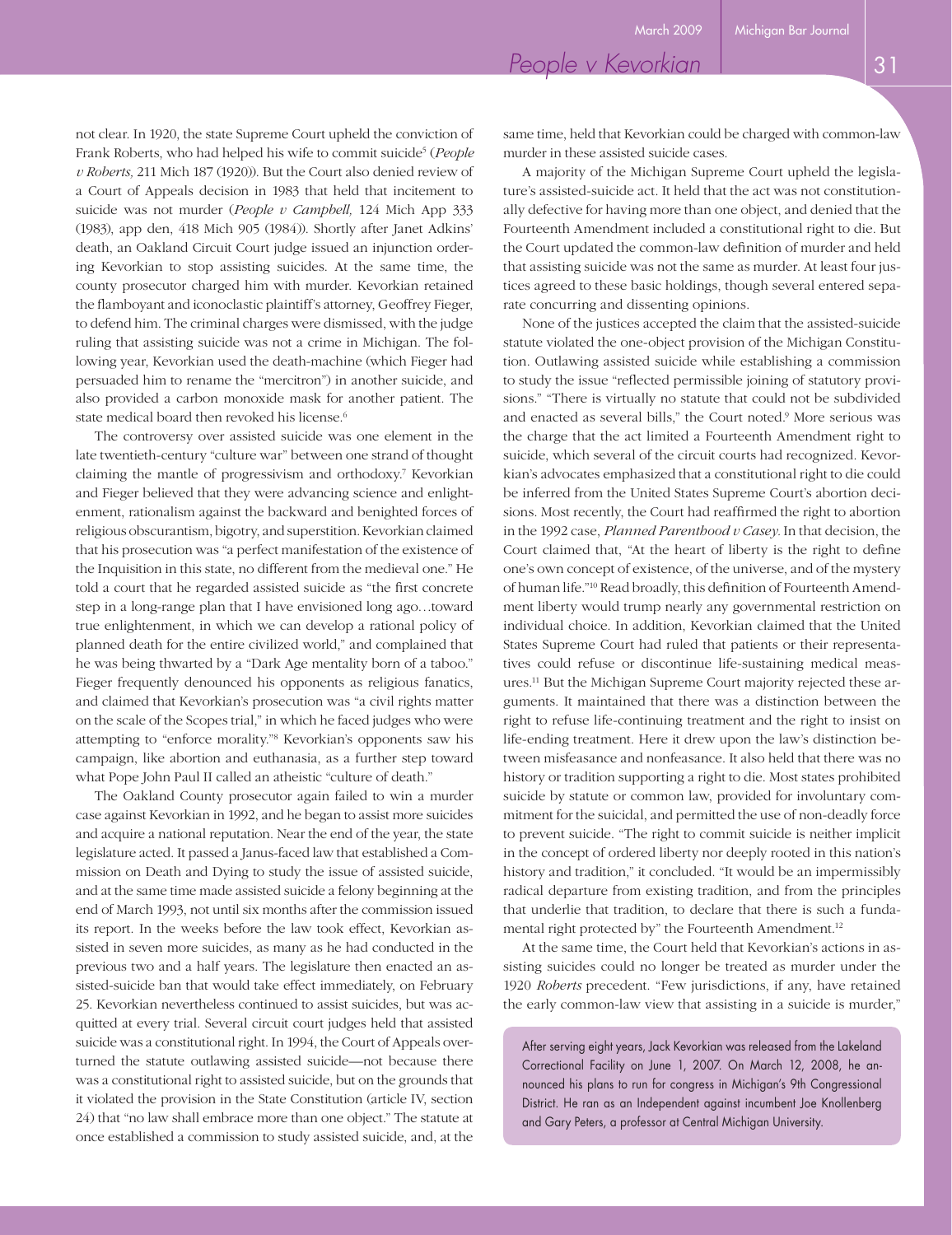not clear. In 1920, the state Supreme Court upheld the conviction of Frank Roberts, who had helped his wife to commit suicide[5] (*People v Roberts,* 211 Mich 187 (1920)). But the Court also denied review of a Court of Appeals decision in 1983 that held that incitement to suicide was not murder (*People v Campbell,* 124 Mich App 333 (1983), app den, 418 Mich 905 (1984)). Shortly after Janet Adkins' death, an Oakland Circuit Court judge issued an injunction ordering Kevorkian to stop assisting suicides. At the same time, the county prosecutor charged him with murder. Kevorkian retained the flamboyant and iconoclastic plaintiff's attorney, Geoffrey Fieger, to defend him. The criminal charges were dismissed, with the judge ruling that assisting suicide was not a crime in Michigan. The following year, Kevorkian used the death-machine (which Fieger had persuaded him to rename the "mercitron") in another suicide, and also provided a carbon monoxide mask for another patient. The state medical board then revoked his license.[6]

The controversy over assisted suicide was one element in the late twentieth-century "culture war" between one strand of thought claiming the mantle of progressivism and orthodoxy.[7] Kevorkian and Fieger believed that they were advancing science and enlightenment, rationalism against the backward and benighted forces of religious obscurantism, bigotry, and superstition. Kevorkian claimed that his prosecution was "a perfect manifestation of the existence of the Inquisition in this state, no different from the medieval one." He told a court that he regarded assisted suicide as "the first concrete step in a long-range plan that I have envisioned long ago…toward true enlightenment, in which we can develop a rational policy of planned death for the entire civilized world," and complained that he was being thwarted by a "Dark Age mentality born of a taboo." Fieger frequently denounced his opponents as religious fanatics, and claimed that Kevorkian's prosecution was "a civil rights matter on the scale of the Scopes trial," in which he faced judges who were attempting to "enforce morality."[8] Kevorkian's opponents saw his campaign, like abortion and euthanasia, as a further step toward what Pope John Paul II called an atheistic "culture of death."

The Oakland County prosecutor again failed to win a murder case against Kevorkian in 1992, and he began to assist more suicides and acquire a national reputation. Near the end of the year, the state legislature acted. It passed a Janus-faced law that established a Commission on Death and Dying to study the issue of assisted suicide, and at the same time made assisted suicide a felony beginning at the end of March 1993, not until six months after the commission issued its report. In the weeks before the law took effect, Kevorkian assisted in seven more suicides, as many as he had conducted in the previous two and a half years. The legislature then enacted an assisted-suicide ban that would take effect immediately, on February 25. Kevorkian nevertheless continued to assist suicides, but was acquitted at every trial. Several circuit court judges held that assisted suicide was a constitutional right. In 1994, the Court of Appeals overturned the statute outlawing assisted suicide—not because there was a constitutional right to assisted suicide, but on the grounds that it violated the provision in the State Constitution (article IV, section 24) that "no law shall embrace more than one object." The statute at once established a commission to study assisted suicide, and, at the same time, held that Kevorkian could be charged with common-law murder in these assisted suicide cases.

A majority of the Michigan Supreme Court upheld the legislature's assisted-suicide act. It held that the act was not constitutionally defective for having more than one object, and denied that the Fourteenth Amendment included a constitutional right to die. But the Court updated the common-law definition of murder and held that assisting suicide was not the same as murder. At least four justices agreed to these basic holdings, though several entered separate concurring and dissenting opinions.

None of the justices accepted the claim that the assisted-suicide statute violated the one-object provision of the Michigan Constitution. Outlawing assisted suicide while establishing a commission to study the issue "reflected permissible joining of statutory provisions." "There is virtually no statute that could not be subdivided and enacted as several bills," the Court noted.[9] More serious was the charge that the act limited a Fourteenth Amendment right to suicide, which several of the circuit courts had recognized. Kevorkian's advocates emphasized that a constitutional right to die could be inferred from the United States Supreme Court's abortion decisions. Most recently, the Court had reaffirmed the right to abortion in the 1992 case, *Planned Parenthood v Casey.* In that decision, the Court claimed that, "At the heart of liberty is the right to define one's own concept of existence, of the universe, and of the mystery of human life."[10] Read broadly, this definition of Fourteenth Amendment liberty would trump nearly any governmental restriction on individual choice. In addition, Kevorkian claimed that the United States Supreme Court had ruled that patients or their representatives could refuse or discontinue life-sustaining medical measures.[11] But the Michigan Supreme Court majority rejected these arguments. It maintained that there was a distinction between the right to refuse life-continuing treatment and the right to insist on life-ending treatment. Here it drew upon the law's distinction between misfeasance and nonfeasance. It also held that there was no history or tradition supporting a right to die. Most states prohibited suicide by statute or common law, provided for involuntary commitment for the suicidal, and permitted the use of non-deadly force to prevent suicide. "The right to commit suicide is neither implicit in the concept of ordered liberty nor deeply rooted in this nation's history and tradition," it concluded. "It would be an impermissibly radical departure from existing tradition, and from the principles that underlie that tradition, to declare that there is such a fundamental right protected by" the Fourteenth Amendment.[12]

At the same time, the Court held that Kevorkian's actions in assisting suicides could no longer be treated as murder under the 1920 *Roberts* precedent. "Few jurisdictions, if any, have retained the early common-law view that assisting in a suicide is murder,"

After serving eight years, Jack Kevorkian was released from the Lakeland Correctional Facility on June 1, 2007. On March 12, 2008, he announced his plans to run for congress in Michigan's 9th Congressional District. He ran as an Independent against incumbent Joe Knollenberg and Gary Peters, a professor at Central Michigan University.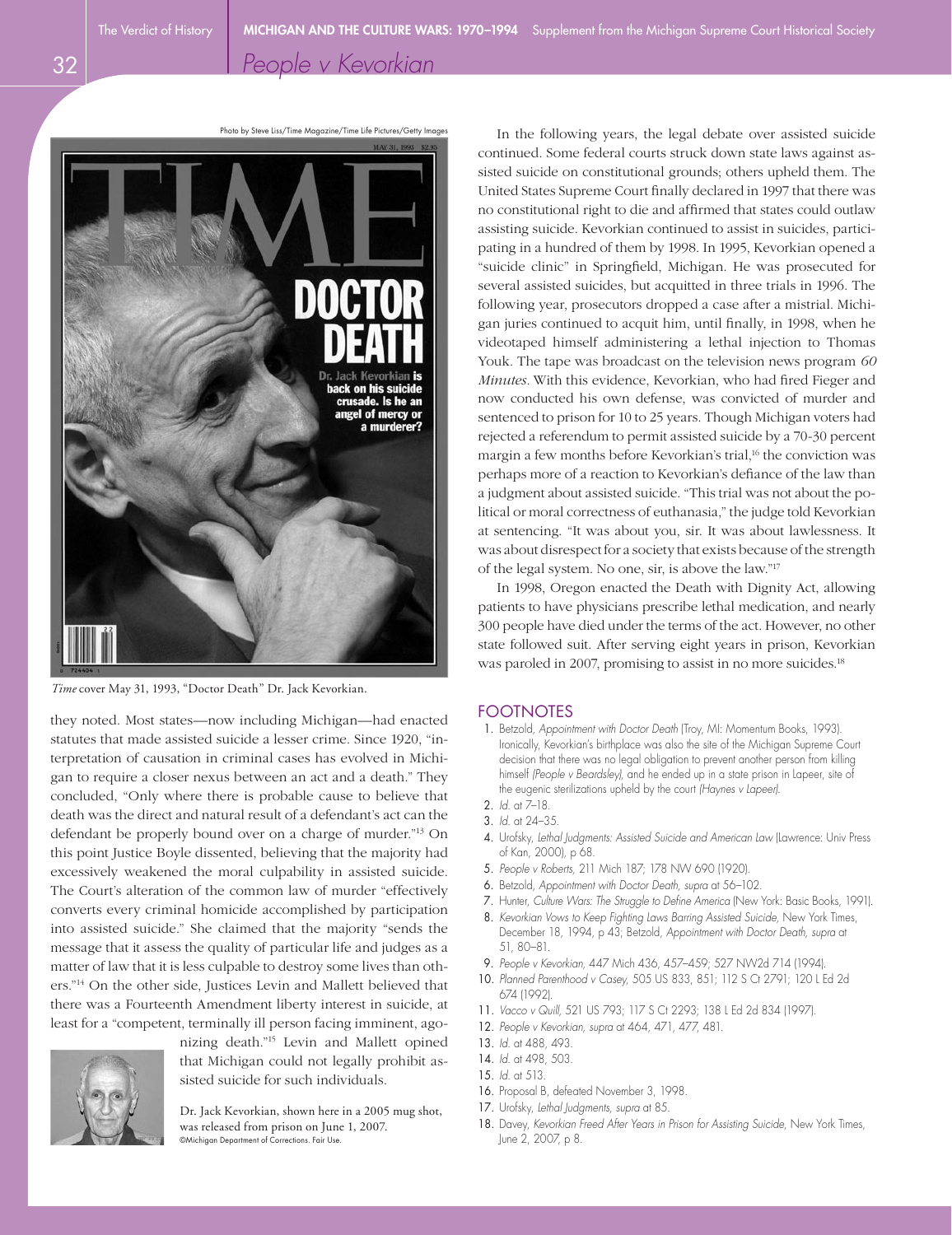*Time* cover May 31, 1993, "Doctor Death" Dr. Jack Kevorkian.

they noted. Most states—now including Michigan—had enacted statutes that made assisted suicide a lesser crime. Since 1920, "interpretation of causation in criminal cases has evolved in Michigan to require a closer nexus between an act and a death." They concluded, "Only where there is probable cause to believe that death was the direct and natural result of a defendant's act can the defendant be properly bound over on a charge of murder."[13] On this point Justice Boyle dissented, believing that the majority had excessively weakened the moral culpability in assisted suicide. The Court's alteration of the common law of murder "effectively converts every criminal homicide accomplished by participation into assisted suicide." She claimed that the majority "sends the message that it assess the quality of particular life and judges as a matter of law that it is less culpable to destroy some lives than others."[14] On the other side, Justices Levin and Mallett believed that there was a Fourteenth Amendment liberty interest in suicide, at least for a "competent, terminally ill person facing imminent, agonizing death."[15] Levin and Mallett opined that Michigan could not legally prohibit assisted suicide for such individuals.

Dr. Jack Kevorkian, shown here in a 2005 mug shot, was released from prison on June 1, 2007.
©Michigan Department of Corrections. Fair Use.

In the following years, the legal debate over assisted suicide continued. Some federal courts struck down state laws against assisted suicide on constitutional grounds; others upheld them. The United States Supreme Court finally declared in 1997 that there was no constitutional right to die and affirmed that states could outlaw assisting suicide. Kevorkian continued to assist in suicides, participating in a hundred of them by 1998. In 1995, Kevorkian opened a "suicide clinic" in Springfield, Michigan. He was prosecuted for several assisted suicides, but acquitted in three trials in 1996. The following year, prosecutors dropped a case after a mistrial. Michigan juries continued to acquit him, until finally, in 1998, when he videotaped himself administering a lethal injection to Thomas Youk. The tape was broadcast on the television news program *60 Minutes*. With this evidence, Kevorkian, who had fired Fieger and now conducted his own defense, was convicted of murder and sentenced to prison for 10 to 25 years. Though Michigan voters had rejected a referendum to permit assisted suicide by a 70-30 percent margin a few months before Kevorkian's trial,[16] the conviction was perhaps more of a reaction to Kevorkian's defiance of the law than a judgment about assisted suicide. "This trial was not about the political or moral correctness of euthanasia," the judge told Kevorkian at sentencing. "It was about you, sir. It was about lawlessness. It was about disrespect for a society that exists because of the strength of the legal system. No one, sir, is above the law."[17]

In 1998, Oregon enacted the Death with Dignity Act, allowing patients to have physicians prescribe lethal medication, and nearly 300 people have died under the terms of the act. However, no other state followed suit. After serving eight years in prison, Kevorkian was paroled in 2007, promising to assist in no more suicides.[18]

## FOOTNOTES

1. Betzold, *Appointment with Doctor Death* (Troy, MI: Momentum Books, 1993). Ironically, Kevorkian's birthplace was also the site of the Michigan Supreme Court decision that there was no legal obligation to prevent another person from killing himself *(People v Beardsley)*, and he ended up in a state prison in Lapeer, site of the eugenic sterilizations upheld by the court *(Haynes v Lapeer)*.
2. *Id.* at 7–18.
3. *Id.* at 24–35.
4. Urofsky, *Lethal Judgments: Assisted Suicide and American Law* (Lawrence: Univ Press of Kan, 2000), p 68.
5. *People v Roberts*, 211 Mich 187; 178 NW 690 (1920).
6. Betzold, *Appointment with Doctor Death, supra* at 56–102.
7. Hunter, *Culture Wars: The Struggle to Define America* (New York: Basic Books, 1991).
8. *Kevorkian Vows to Keep Fighting Laws Barring Assisted Suicide*, New York Times, December 18, 1994, p 43; Betzold, *Appointment with Doctor Death, supra* at 51, 80–81.
9. *People v Kevorkian*, 447 Mich 436, 457–459; 527 NW2d 714 (1994).
10. *Planned Parenthood v Casey*, 505 US 833, 851; 112 S Ct 2791; 120 L Ed 2d 674 (1992).
11. *Vacco v Quill*, 521 US 793; 117 S Ct 2293; 138 L Ed 2d 834 (1997).
12. *People v Kevorkian, supra* at 464, 471, 477, 481.
13. *Id.* at 488, 493.
14. *Id.* at 498, 503.
15. *Id.* at 513.
16. Proposal B, defeated November 3, 1998.
17. Urofsky, *Lethal Judgments, supra* at 85.
18. Davey, *Kevorkian Freed After Years in Prison for Assisting Suicide*, New York Times, June 2, 2007, p 8.